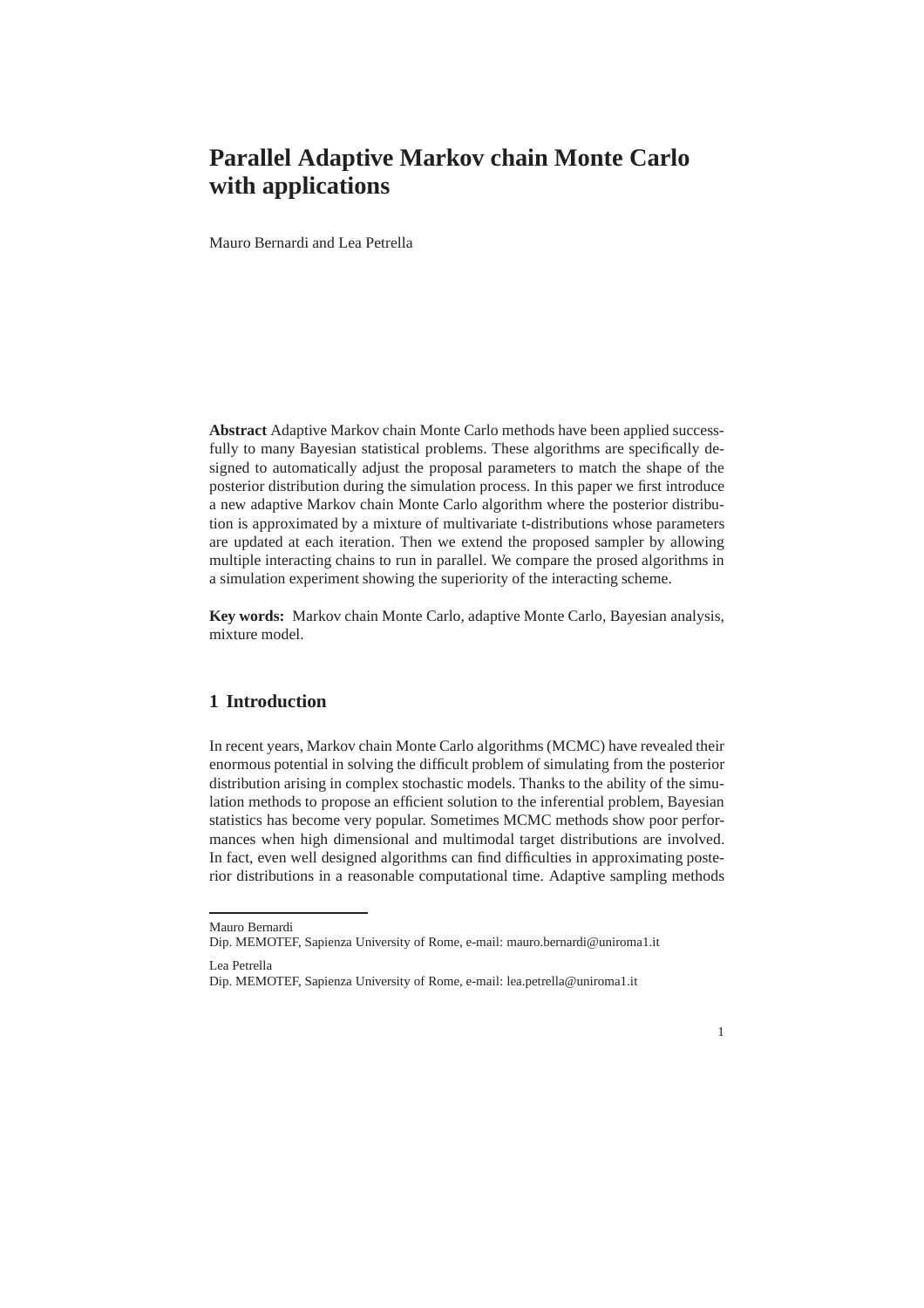# Parallel Adaptive Markov chain Monte Carlo with applications

Mauro Bernardi and Lea Petrella

**Abstract** Adaptive Markov chain Monte Carlo methods have been applied successfully to many Bayesian statistical problems. These algorithms are specifically designed to automatically adjust the proposal parameters to match the shape of the posterior distribution during the simulation process. In this paper we first introduce a new adaptive Markov chain Monte Carlo algorithm where the posterior distribution is approximated by a mixture of multivariate t-distributions whose parameters are updated at each iteration. Then we extend the proposed sampler by allowing multiple interacting chains to run in parallel. We compare the prosed algorithms in a simulation experiment showing the superiority of the interacting scheme.

**Key words:** Markov chain Monte Carlo, adaptive Monte Carlo, Bayesian analysis, mixture model.

## 1 Introduction

In recent years, Markov chain Monte Carlo algorithms (MCMC) have revealed their enormous potential in solving the difficult problem of simulating from the posterior distribution arising in complex stochastic models. Thanks to the ability of the simulation methods to propose an efficient solution to the inferential problem, Bayesian statistics has become very popular. Sometimes MCMC methods show poor performances when high dimensional and multimodal target distributions are involved. In fact, even well designed algorithms can find difficulties in approximating posterior distributions in a reasonable computational time. Adaptive sampling methods

---

Mauro Bernardi
Dip. MEMOTEF, Sapienza University of Rome, e-mail: mauro.bernardi@uniroma1.it

Lea Petrella
Dip. MEMOTEF, Sapienza University of Rome, e-mail: lea.petrella@uniroma1.it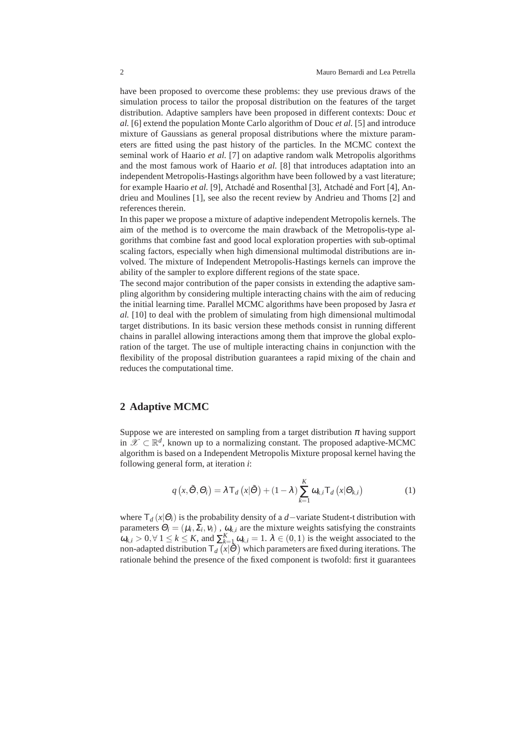have been proposed to overcome these problems: they use previous draws of the simulation process to tailor the proposal distribution on the features of the target distribution. Adaptive samplers have been proposed in different contexts: Douc *et al.* [6] extend the population Monte Carlo algorithm of Douc *et al.* [5] and introduce mixture of Gaussians as general proposal distributions where the mixture parameters are fitted using the past history of the particles. In the MCMC context the seminal work of Haario *et al.* [7] on adaptive random walk Metropolis algorithms and the most famous work of Haario *et al.* [8] that introduces adaptation into an independent Metropolis-Hastings algorithm have been followed by a vast literature; for example Haario *et al.* [9], Atchadé and Rosenthal [3], Atchadé and Fort [4], Andrieu and Moulines [1], see also the recent review by Andrieu and Thoms [2] and references therein.

In this paper we propose a mixture of adaptive independent Metropolis kernels. The aim of the method is to overcome the main drawback of the Metropolis-type algorithms that combine fast and good local exploration properties with sub-optimal scaling factors, especially when high dimensional multimodal distributions are involved. The mixture of Independent Metropolis-Hastings kernels can improve the ability of the sampler to explore different regions of the state space.

The second major contribution of the paper consists in extending the adaptive sampling algorithm by considering multiple interacting chains with the aim of reducing the initial learning time. Parallel MCMC algorithms have been proposed by Jasra *et al.* [10] to deal with the problem of simulating from high dimensional multimodal target distributions. In its basic version these methods consist in running different chains in parallel allowing interactions among them that improve the global exploration of the target. The use of multiple interacting chains in conjunction with the flexibility of the proposal distribution guarantees a rapid mixing of the chain and reduces the computational time.

## 2 Adaptive MCMC

Suppose we are interested on sampling from a target distribution $\pi$ having support in $\mathscr{X} \subset \mathbb{R}^d$, known up to a normalizing constant. The proposed adaptive-MCMC algorithm is based on a Independent Metropolis Mixture proposal kernel having the following general form, at iteration $i$:

$$q\left(x, \tilde{\Theta}, \Theta_i\right) = \lambda \mathsf{T}_d\left(x|\tilde{\Theta}\right) + (1-\lambda)\sum_{k=1}^{K} \omega_{k,i} \mathsf{T}_d\left(x|\Theta_{k,i}\right) \tag{1}$$

where $\mathsf{T}_d\left(x|\Theta_i\right)$ is the probability density of a $d-$variate Student-t distribution with parameters $\Theta_i = (\mu_i, \Sigma_i, \nu_i)$ , $\omega_{k,i}$ are the mixture weights satisfying the constraints $\omega_{k,i} > 0, \forall\, 1 \leq k \leq K$, and $\sum_{k=1}^{K} \omega_{k,i} = 1$. $\lambda \in (0,1)$ is the weight associated to the non-adapted distribution $\mathsf{T}_d\left(x|\tilde{\Theta}\right)$ which parameters are fixed during iterations. The rationale behind the presence of the fixed component is twofold: first it guarantees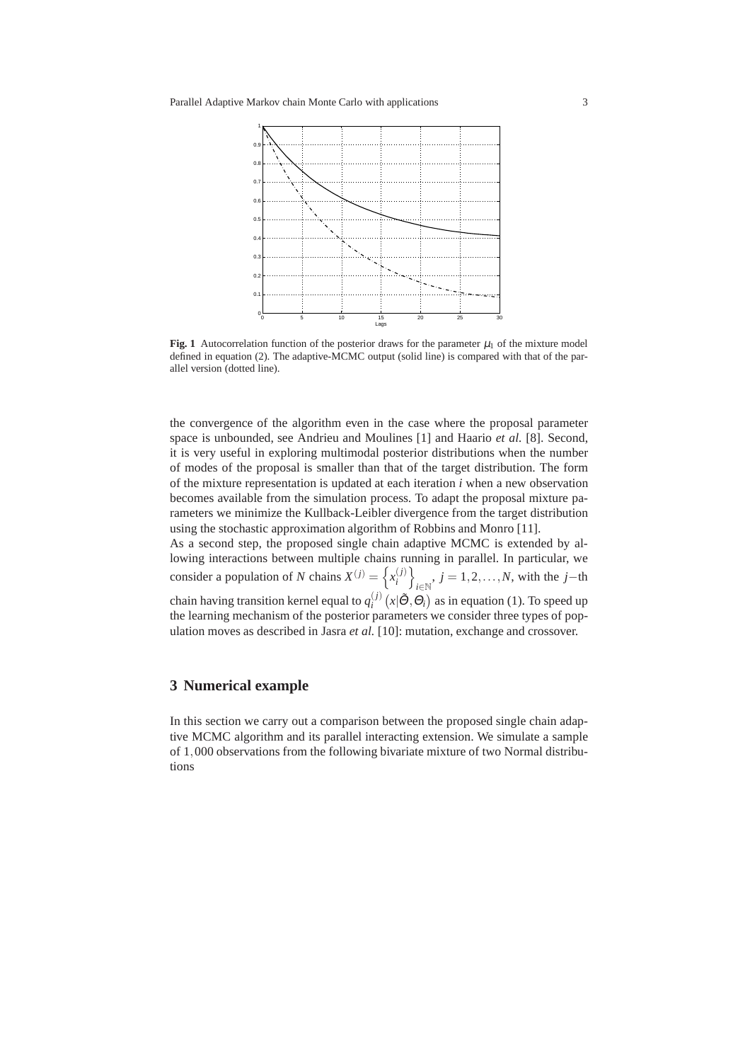**Fig. 1** Autocorrelation function of the posterior draws for the parameter $\mu_1$ of the mixture model defined in equation (2). The adaptive-MCMC output (solid line) is compared with that of the parallel version (dotted line).

the convergence of the algorithm even in the case where the proposal parameter space is unbounded, see Andrieu and Moulines [1] and Haario *et al.* [8]. Second, it is very useful in exploring multimodal posterior distributions when the number of modes of the proposal is smaller than that of the target distribution. The form of the mixture representation is updated at each iteration $i$ when a new observation becomes available from the simulation process. To adapt the proposal mixture parameters we minimize the Kullback-Leibler divergence from the target distribution using the stochastic approximation algorithm of Robbins and Monro [11].

As a second step, the proposed single chain adaptive MCMC is extended by allowing interactions between multiple chains running in parallel. In particular, we consider a population of $N$ chains $X^{(j)} = \left\{x_i^{(j)}\right\}_{i\in\mathbb{N}}$, $j = 1,2,\ldots,N$, with the $j-$th chain having transition kernel equal to $q_i^{(j)}\left(x|\tilde{\Theta},\Theta_i\right)$ as in equation (1). To speed up the learning mechanism of the posterior parameters we consider three types of population moves as described in Jasra *et al.* [10]: mutation, exchange and crossover.

## 3 Numerical example

In this section we carry out a comparison between the proposed single chain adaptive MCMC algorithm and its parallel interacting extension. We simulate a sample of $1,000$ observations from the following bivariate mixture of two Normal distributions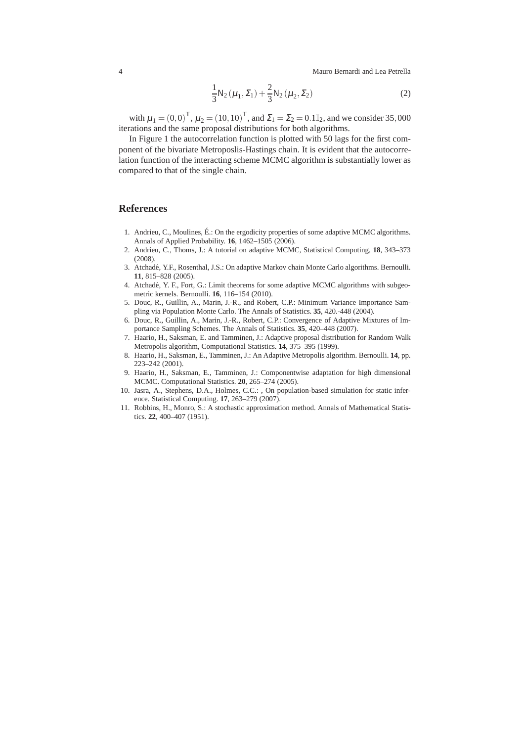$$\frac{1}{3}\mathsf{N}_2(\mu_1, \Sigma_1) + \frac{2}{3}\mathsf{N}_2(\mu_2, \Sigma_2) \tag{2}$$

with $\mu_1 = (0,0)^{\mathsf{T}}$, $\mu_2 = (10,10)^{\mathsf{T}}$, and $\Sigma_1 = \Sigma_2 = 0.1\mathbb{I}_2$, and we consider $35,000$ iterations and the same proposal distributions for both algorithms.

In Figure 1 the autocorrelation function is plotted with 50 lags for the first component of the bivariate Metroposlis-Hastings chain. It is evident that the autocorrelation function of the interacting scheme MCMC algorithm is substantially lower as compared to that of the single chain.

## References

1. Andrieu, C., Moulines, É.: On the ergodicity properties of some adaptive MCMC algorithms. Annals of Applied Probability. **16**, 1462–1505 (2006).
2. Andrieu, C., Thoms, J.: A tutorial on adaptive MCMC, Statistical Computing, **18**, 343–373 (2008).
3. Atchadé, Y.F., Rosenthal, J.S.: On adaptive Markov chain Monte Carlo algorithms. Bernoulli. **11**, 815–828 (2005).
4. Atchadé, Y. F., Fort, G.: Limit theorems for some adaptive MCMC algorithms with subgeometric kernels. Bernoulli. **16**, 116–154 (2010).
5. Douc, R., Guillin, A., Marin, J.-R., and Robert, C.P.: Minimum Variance Importance Sampling via Population Monte Carlo. The Annals of Statistics. **35**, 420.-448 (2004).
6. Douc, R., Guillin, A., Marin, J.-R., Robert, C.P.: Convergence of Adaptive Mixtures of Importance Sampling Schemes. The Annals of Statistics. **35**, 420–448 (2007).
7. Haario, H., Saksman, E. and Tamminen, J.: Adaptive proposal distribution for Random Walk Metropolis algorithm, Computational Statistics. **14**, 375–395 (1999).
8. Haario, H., Saksman, E., Tamminen, J.: An Adaptive Metropolis algorithm. Bernoulli. **14**, pp. 223–242 (2001).
9. Haario, H., Saksman, E., Tamminen, J.: Componentwise adaptation for high dimensional MCMC. Computational Statistics. **20**, 265–274 (2005).
10. Jasra, A., Stephens, D.A., Holmes, C.C.: , On population-based simulation for static inference. Statistical Computing. **17**, 263–279 (2007).
11. Robbins, H., Monro, S.: A stochastic approximation method. Annals of Mathematical Statistics. **22**, 400–407 (1951).